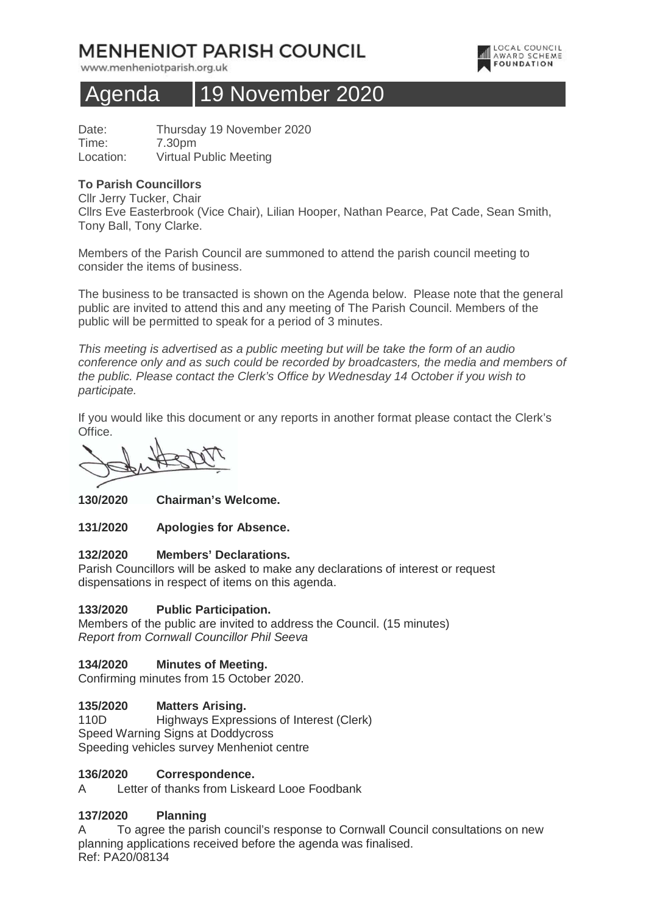# MENHENIOT PARISH COUNCIL

www.menheniotparish.org.uk

LOCAL COUNCIL AWARD SCHEME FOUNDATION

# Agenda 19 November 2020

Date: Thursday 19 November 2020
Time: 7.30pm
Location: Virtual Public Meeting

**To Parish Councillors**
Cllr Jerry Tucker, Chair
Cllrs Eve Easterbrook (Vice Chair), Lilian Hooper, Nathan Pearce, Pat Cade, Sean Smith, Tony Ball, Tony Clarke.

Members of the Parish Council are summoned to attend the parish council meeting to consider the items of business.

The business to be transacted is shown on the Agenda below. Please note that the general public are invited to attend this and any meeting of The Parish Council. Members of the public will be permitted to speak for a period of 3 minutes.

*This meeting is advertised as a public meeting but will be take the form of an audio conference only and as such could be recorded by broadcasters, the media and members of the public. Please contact the Clerk's Office by Wednesday 14 October if you wish to participate.*

If you would like this document or any reports in another format please contact the Clerk's Office.

**130/2020 Chairman's Welcome.**

**131/2020 Apologies for Absence.**

**132/2020 Members' Declarations.**
Parish Councillors will be asked to make any declarations of interest or request dispensations in respect of items on this agenda.

**133/2020 Public Participation.**
Members of the public are invited to address the Council. (15 minutes)
*Report from Cornwall Councillor Phil Seeva*

**134/2020 Minutes of Meeting.**
Confirming minutes from 15 October 2020.

**135/2020 Matters Arising.**
110D Highways Expressions of Interest (Clerk)
Speed Warning Signs at Doddycross
Speeding vehicles survey Menheniot centre

**136/2020 Correspondence.**
A Letter of thanks from Liskeard Looe Foodbank

**137/2020 Planning**
A To agree the parish council's response to Cornwall Council consultations on new planning applications received before the agenda was finalised.
Ref: PA20/08134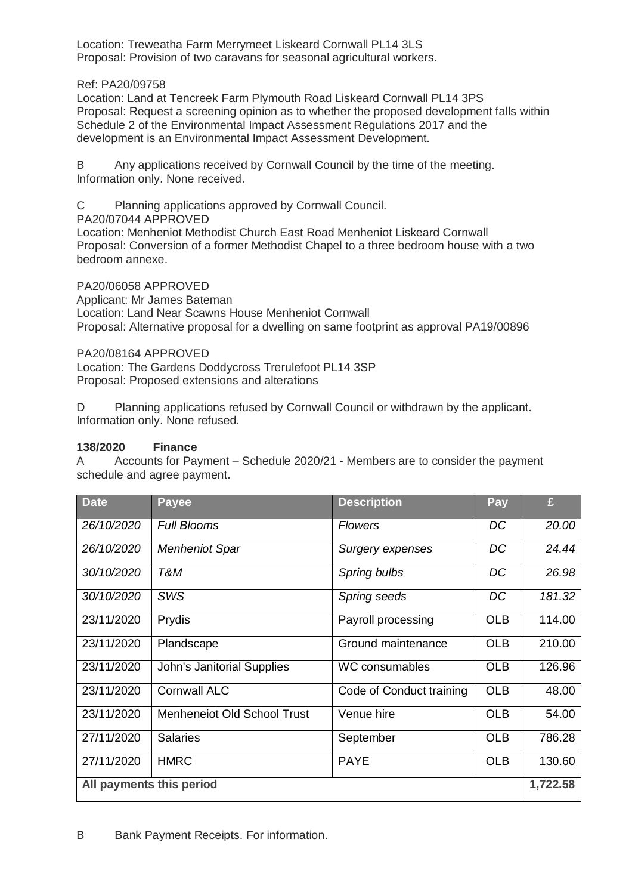Location: Treweatha Farm Merrymeet Liskeard Cornwall PL14 3LS
Proposal: Provision of two caravans for seasonal agricultural workers.

Ref: PA20/09758
Location: Land at Tencreek Farm Plymouth Road Liskeard Cornwall PL14 3PS
Proposal: Request a screening opinion as to whether the proposed development falls within Schedule 2 of the Environmental Impact Assessment Regulations 2017 and the development is an Environmental Impact Assessment Development.

B Any applications received by Cornwall Council by the time of the meeting.
Information only. None received.

C Planning applications approved by Cornwall Council.
PA20/07044 APPROVED
Location: Menheniot Methodist Church East Road Menheniot Liskeard Cornwall
Proposal: Conversion of a former Methodist Chapel to a three bedroom house with a two bedroom annexe.

PA20/06058 APPROVED
Applicant: Mr James Bateman
Location: Land Near Scawns House Menheniot Cornwall
Proposal: Alternative proposal for a dwelling on same footprint as approval PA19/00896

PA20/08164 APPROVED
Location: The Gardens Doddycross Trerulefoot PL14 3SP
Proposal: Proposed extensions and alterations

D Planning applications refused by Cornwall Council or withdrawn by the applicant.
Information only. None refused.

**138/2020 Finance**

A Accounts for Payment – Schedule 2020/21 - Members are to consider the payment schedule and agree payment.

| Date | Payee | Description | Pay | £ |
|---|---|---|---|---|
| *26/10/2020* | *Full Blooms* | *Flowers* | *DC* | *20.00* |
| *26/10/2020* | *Menheniot Spar* | *Surgery expenses* | *DC* | *24.44* |
| *30/10/2020* | *T&M* | *Spring bulbs* | *DC* | *26.98* |
| *30/10/2020* | *SWS* | *Spring seeds* | *DC* | *181.32* |
| 23/11/2020 | Prydis | Payroll processing | OLB | 114.00 |
| 23/11/2020 | Plandscape | Ground maintenance | OLB | 210.00 |
| 23/11/2020 | John's Janitorial Supplies | WC consumables | OLB | 126.96 |
| 23/11/2020 | Cornwall ALC | Code of Conduct training | OLB | 48.00 |
| 23/11/2020 | Menheneiot Old School Trust | Venue hire | OLB | 54.00 |
| 27/11/2020 | Salaries | September | OLB | 786.28 |
| 27/11/2020 | HMRC | PAYE | OLB | 130.60 |
| **All payments this period** | | | | **1,722.58** |

B Bank Payment Receipts. For information.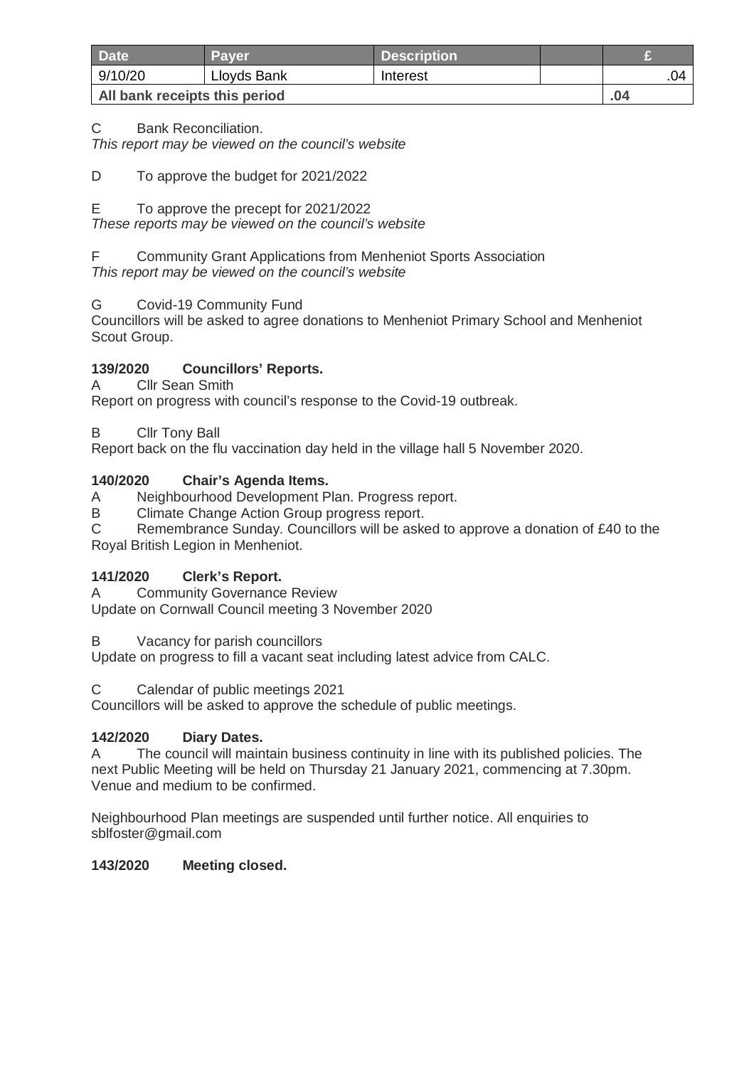| Date | Payer | Description | | £ |
|---|---|---|---|---|
| 9/10/20 | Lloyds Bank | Interest | | .04 |
| **All bank receipts this period** | | | | **.04** |

C Bank Reconciliation.
*This report may be viewed on the council's website*

D To approve the budget for 2021/2022

E To approve the precept for 2021/2022
*These reports may be viewed on the council's website*

F Community Grant Applications from Menheniot Sports Association
*This report may be viewed on the council's website*

G Covid-19 Community Fund
Councillors will be asked to agree donations to Menheniot Primary School and Menheniot Scout Group.

**139/2020 Councillors' Reports.**

A Cllr Sean Smith
Report on progress with council's response to the Covid-19 outbreak.

B Cllr Tony Ball
Report back on the flu vaccination day held in the village hall 5 November 2020.

**140/2020 Chair's Agenda Items.**

A Neighbourhood Development Plan. Progress report.
B Climate Change Action Group progress report.
C Remembrance Sunday. Councillors will be asked to approve a donation of £40 to the Royal British Legion in Menheniot.

**141/2020 Clerk's Report.**

A Community Governance Review
Update on Cornwall Council meeting 3 November 2020

B Vacancy for parish councillors
Update on progress to fill a vacant seat including latest advice from CALC.

C Calendar of public meetings 2021
Councillors will be asked to approve the schedule of public meetings.

**142/2020 Diary Dates.**

A The council will maintain business continuity in line with its published policies. The next Public Meeting will be held on Thursday 21 January 2021, commencing at 7.30pm. Venue and medium to be confirmed.

Neighbourhood Plan meetings are suspended until further notice. All enquiries to sblfoster@gmail.com

**143/2020 Meeting closed.**